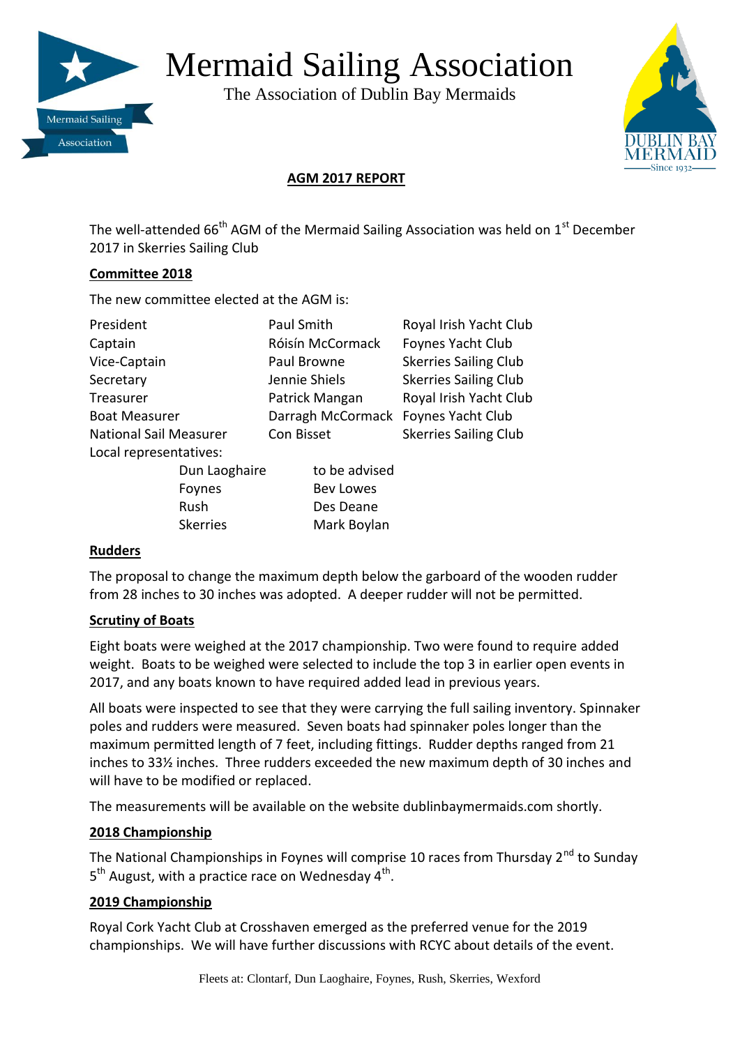# Mermaid Sailing Association

The Association of Dublin Bay Mermaids

## AGM 2017 REPORT

The well-attended 66th AGM of the Mermaid Sailing Association was held on 1st December 2017 in Skerries Sailing Club

### Committee 2018

The new committee elected at the AGM is:

| | | |
|---|---|---|
| President | Paul Smith | Royal Irish Yacht Club |
| Captain | Róisín McCormack | Foynes Yacht Club |
| Vice-Captain | Paul Browne | Skerries Sailing Club |
| Secretary | Jennie Shiels | Skerries Sailing Club |
| Treasurer | Patrick Mangan | Royal Irish Yacht Club |
| Boat Measurer | Darragh McCormack | Foynes Yacht Club |
| National Sail Measurer | Con Bisset | Skerries Sailing Club |

Local representatives:

| | |
|---|---|
| Dun Laoghaire | to be advised |
| Foynes | Bev Lowes |
| Rush | Des Deane |
| Skerries | Mark Boylan |

### Rudders

The proposal to change the maximum depth below the garboard of the wooden rudder from 28 inches to 30 inches was adopted. A deeper rudder will not be permitted.

### Scrutiny of Boats

Eight boats were weighed at the 2017 championship. Two were found to require added weight. Boats to be weighed were selected to include the top 3 in earlier open events in 2017, and any boats known to have required added lead in previous years.

All boats were inspected to see that they were carrying the full sailing inventory. Spinnaker poles and rudders were measured. Seven boats had spinnaker poles longer than the maximum permitted length of 7 feet, including fittings. Rudder depths ranged from 21 inches to 33½ inches. Three rudders exceeded the new maximum depth of 30 inches and will have to be modified or replaced.

The measurements will be available on the website dublinbaymermaids.com shortly.

### 2018 Championship

The National Championships in Foynes will comprise 10 races from Thursday 2nd to Sunday 5th August, with a practice race on Wednesday 4th.

### 2019 Championship

Royal Cork Yacht Club at Crosshaven emerged as the preferred venue for the 2019 championships. We will have further discussions with RCYC about details of the event.

Fleets at: Clontarf, Dun Laoghaire, Foynes, Rush, Skerries, Wexford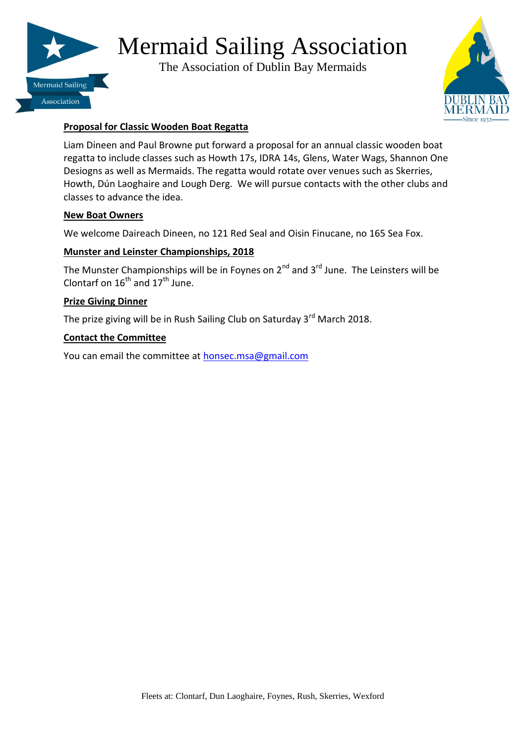# Mermaid Sailing Association

The Association of Dublin Bay Mermaids

## Proposal for Classic Wooden Boat Regatta

Liam Dineen and Paul Browne put forward a proposal for an annual classic wooden boat regatta to include classes such as Howth 17s, IDRA 14s, Glens, Water Wags, Shannon One Desiogns as well as Mermaids. The regatta would rotate over venues such as Skerries, Howth, Dún Laoghaire and Lough Derg. We will pursue contacts with the other clubs and classes to advance the idea.

## New Boat Owners

We welcome Daireach Dineen, no 121 Red Seal and Oisin Finucane, no 165 Sea Fox.

## Munster and Leinster Championships, 2018

The Munster Championships will be in Foynes on 2nd and 3rd June. The Leinsters will be Clontarf on 16th and 17th June.

## Prize Giving Dinner

The prize giving will be in Rush Sailing Club on Saturday 3rd March 2018.

## Contact the Committee

You can email the committee at honsec.msa@gmail.com

Fleets at: Clontarf, Dun Laoghaire, Foynes, Rush, Skerries, Wexford